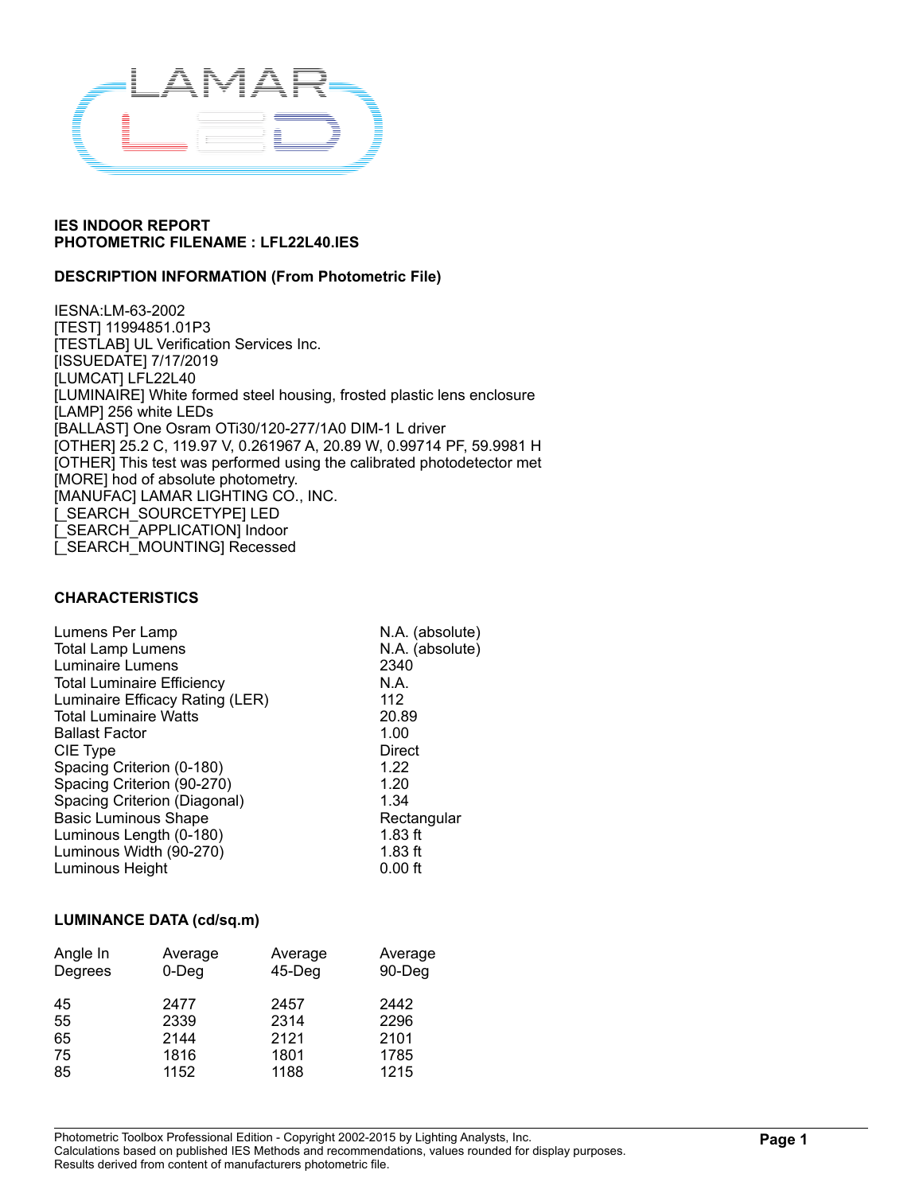## IES INDOOR REPORT
## PHOTOMETRIC FILENAME : LFL22L40.IES

### DESCRIPTION INFORMATION (From Photometric File)

IESNA:LM-63-2002
[TEST] 11994851.01P3
[TESTLAB] UL Verification Services Inc.
[ISSUEDATE] 7/17/2019
[LUMCAT] LFL22L40
[LUMINAIRE] White formed steel housing, frosted plastic lens enclosure
[LAMP] 256 white LEDs
[BALLAST] One Osram OTi30/120-277/1A0 DIM-1 L driver
[OTHER] 25.2 C, 119.97 V, 0.261967 A, 20.89 W, 0.99714 PF, 59.9981 H
[OTHER] This test was performed using the calibrated photodetector met
[MORE] hod of absolute photometry.
[MANUFAC] LAMAR LIGHTING CO., INC.
[_SEARCH_SOURCETYPE] LED
[_SEARCH_APPLICATION] Indoor
[_SEARCH_MOUNTING] Recessed

### CHARACTERISTICS

| | |
|---|---|
| Lumens Per Lamp | N.A. (absolute) |
| Total Lamp Lumens | N.A. (absolute) |
| Luminaire Lumens | 2340 |
| Total Luminaire Efficiency | N.A. |
| Luminaire Efficacy Rating (LER) | 112 |
| Total Luminaire Watts | 20.89 |
| Ballast Factor | 1.00 |
| CIE Type | Direct |
| Spacing Criterion (0-180) | 1.22 |
| Spacing Criterion (90-270) | 1.20 |
| Spacing Criterion (Diagonal) | 1.34 |
| Basic Luminous Shape | Rectangular |
| Luminous Length (0-180) | 1.83 ft |
| Luminous Width (90-270) | 1.83 ft |
| Luminous Height | 0.00 ft |

### LUMINANCE DATA (cd/sq.m)

| Angle In Degrees | Average 0-Deg | Average 45-Deg | Average 90-Deg |
|---|---|---|---|
| 45 | 2477 | 2457 | 2442 |
| 55 | 2339 | 2314 | 2296 |
| 65 | 2144 | 2121 | 2101 |
| 75 | 1816 | 1801 | 1785 |
| 85 | 1152 | 1188 | 1215 |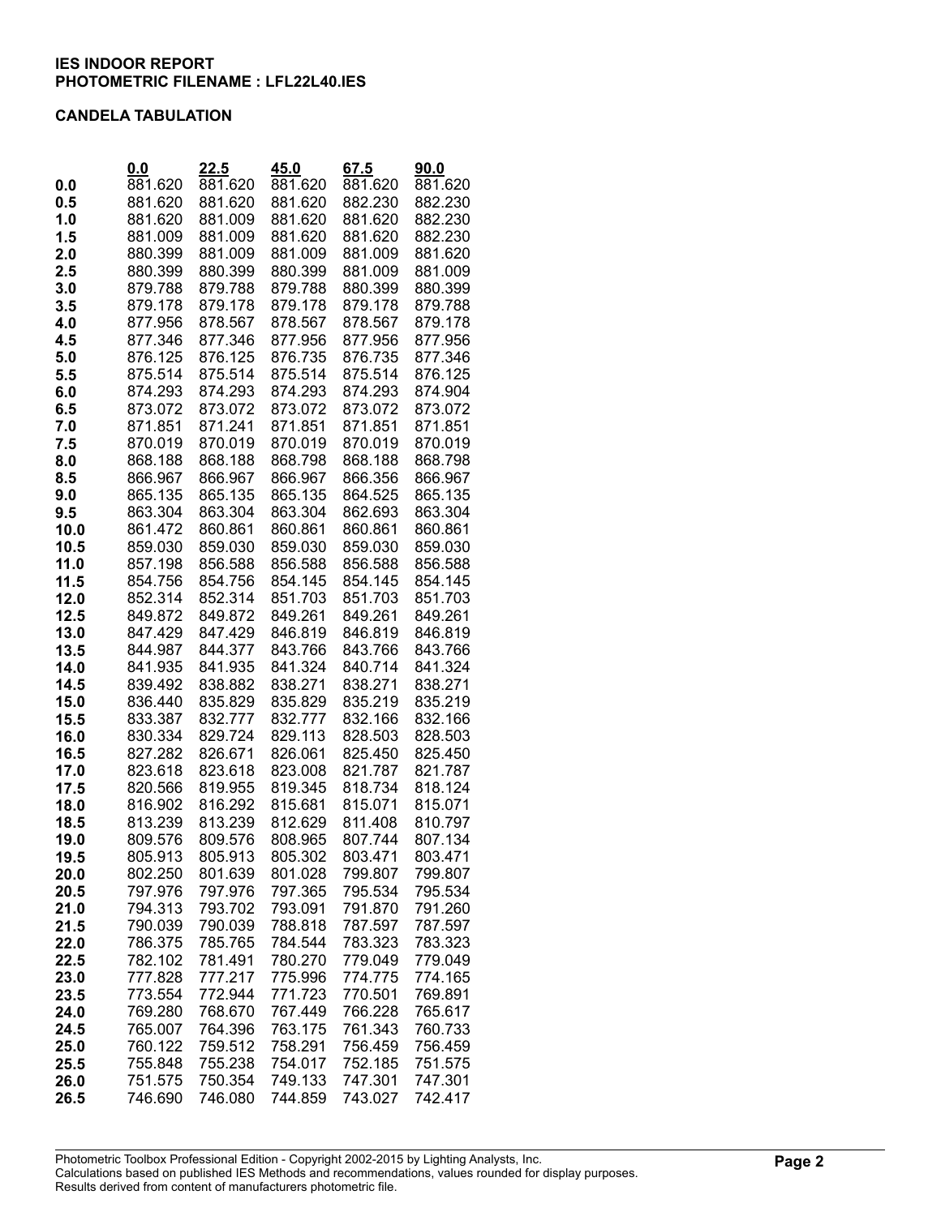**IES INDOOR REPORT**
**PHOTOMETRIC FILENAME : LFL22L40.IES**

**CANDELA TABULATION**

| | 0.0 | 22.5 | 45.0 | 67.5 | 90.0 |
|---|---|---|---|---|---|
| **0.0** | 881.620 | 881.620 | 881.620 | 881.620 | 881.620 |
| **0.5** | 881.620 | 881.620 | 881.620 | 882.230 | 882.230 |
| **1.0** | 881.620 | 881.009 | 881.620 | 881.620 | 882.230 |
| **1.5** | 881.009 | 881.009 | 881.620 | 881.620 | 882.230 |
| **2.0** | 880.399 | 881.009 | 881.009 | 881.009 | 881.620 |
| **2.5** | 880.399 | 880.399 | 880.399 | 881.009 | 881.009 |
| **3.0** | 879.788 | 879.788 | 879.788 | 880.399 | 880.399 |
| **3.5** | 879.178 | 879.178 | 879.178 | 879.178 | 879.788 |
| **4.0** | 877.956 | 878.567 | 878.567 | 878.567 | 879.178 |
| **4.5** | 877.346 | 877.346 | 877.956 | 877.956 | 877.956 |
| **5.0** | 876.125 | 876.125 | 876.735 | 876.735 | 877.346 |
| **5.5** | 875.514 | 875.514 | 875.514 | 875.514 | 876.125 |
| **6.0** | 874.293 | 874.293 | 874.293 | 874.293 | 874.904 |
| **6.5** | 873.072 | 873.072 | 873.072 | 873.072 | 873.072 |
| **7.0** | 871.851 | 871.241 | 871.851 | 871.851 | 871.851 |
| **7.5** | 870.019 | 870.019 | 870.019 | 870.019 | 870.019 |
| **8.0** | 868.188 | 868.188 | 868.798 | 868.188 | 868.798 |
| **8.5** | 866.967 | 866.967 | 866.967 | 866.356 | 866.967 |
| **9.0** | 865.135 | 865.135 | 865.135 | 864.525 | 865.135 |
| **9.5** | 863.304 | 863.304 | 863.304 | 862.693 | 863.304 |
| **10.0** | 861.472 | 860.861 | 860.861 | 860.861 | 860.861 |
| **10.5** | 859.030 | 859.030 | 859.030 | 859.030 | 859.030 |
| **11.0** | 857.198 | 856.588 | 856.588 | 856.588 | 856.588 |
| **11.5** | 854.756 | 854.756 | 854.145 | 854.145 | 854.145 |
| **12.0** | 852.314 | 852.314 | 851.703 | 851.703 | 851.703 |
| **12.5** | 849.872 | 849.872 | 849.261 | 849.261 | 849.261 |
| **13.0** | 847.429 | 847.429 | 846.819 | 846.819 | 846.819 |
| **13.5** | 844.987 | 844.377 | 843.766 | 843.766 | 843.766 |
| **14.0** | 841.935 | 841.935 | 841.324 | 840.714 | 841.324 |
| **14.5** | 839.492 | 838.882 | 838.271 | 838.271 | 838.271 |
| **15.0** | 836.440 | 835.829 | 835.829 | 835.219 | 835.219 |
| **15.5** | 833.387 | 832.777 | 832.777 | 832.166 | 832.166 |
| **16.0** | 830.334 | 829.724 | 829.113 | 828.503 | 828.503 |
| **16.5** | 827.282 | 826.671 | 826.061 | 825.450 | 825.450 |
| **17.0** | 823.618 | 823.618 | 823.008 | 821.787 | 821.787 |
| **17.5** | 820.566 | 819.955 | 819.345 | 818.734 | 818.124 |
| **18.0** | 816.902 | 816.292 | 815.681 | 815.071 | 815.071 |
| **18.5** | 813.239 | 813.239 | 812.629 | 811.408 | 810.797 |
| **19.0** | 809.576 | 809.576 | 808.965 | 807.744 | 807.134 |
| **19.5** | 805.913 | 805.913 | 805.302 | 803.471 | 803.471 |
| **20.0** | 802.250 | 801.639 | 801.028 | 799.807 | 799.807 |
| **20.5** | 797.976 | 797.976 | 797.365 | 795.534 | 795.534 |
| **21.0** | 794.313 | 793.702 | 793.091 | 791.870 | 791.260 |
| **21.5** | 790.039 | 790.039 | 788.818 | 787.597 | 787.597 |
| **22.0** | 786.375 | 785.765 | 784.544 | 783.323 | 783.323 |
| **22.5** | 782.102 | 781.491 | 780.270 | 779.049 | 779.049 |
| **23.0** | 777.828 | 777.217 | 775.996 | 774.775 | 774.165 |
| **23.5** | 773.554 | 772.944 | 771.723 | 770.501 | 769.891 |
| **24.0** | 769.280 | 768.670 | 767.449 | 766.228 | 765.617 |
| **24.5** | 765.007 | 764.396 | 763.175 | 761.343 | 760.733 |
| **25.0** | 760.122 | 759.512 | 758.291 | 756.459 | 756.459 |
| **25.5** | 755.848 | 755.238 | 754.017 | 752.185 | 751.575 |
| **26.0** | 751.575 | 750.354 | 749.133 | 747.301 | 747.301 |
| **26.5** | 746.690 | 746.080 | 744.859 | 743.027 | 742.417 |

Photometric Toolbox Professional Edition - Copyright 2002-2015 by Lighting Analysts, Inc.
Calculations based on published IES Methods and recommendations, values rounded for display purposes.
Results derived from content of manufacturers photometric file.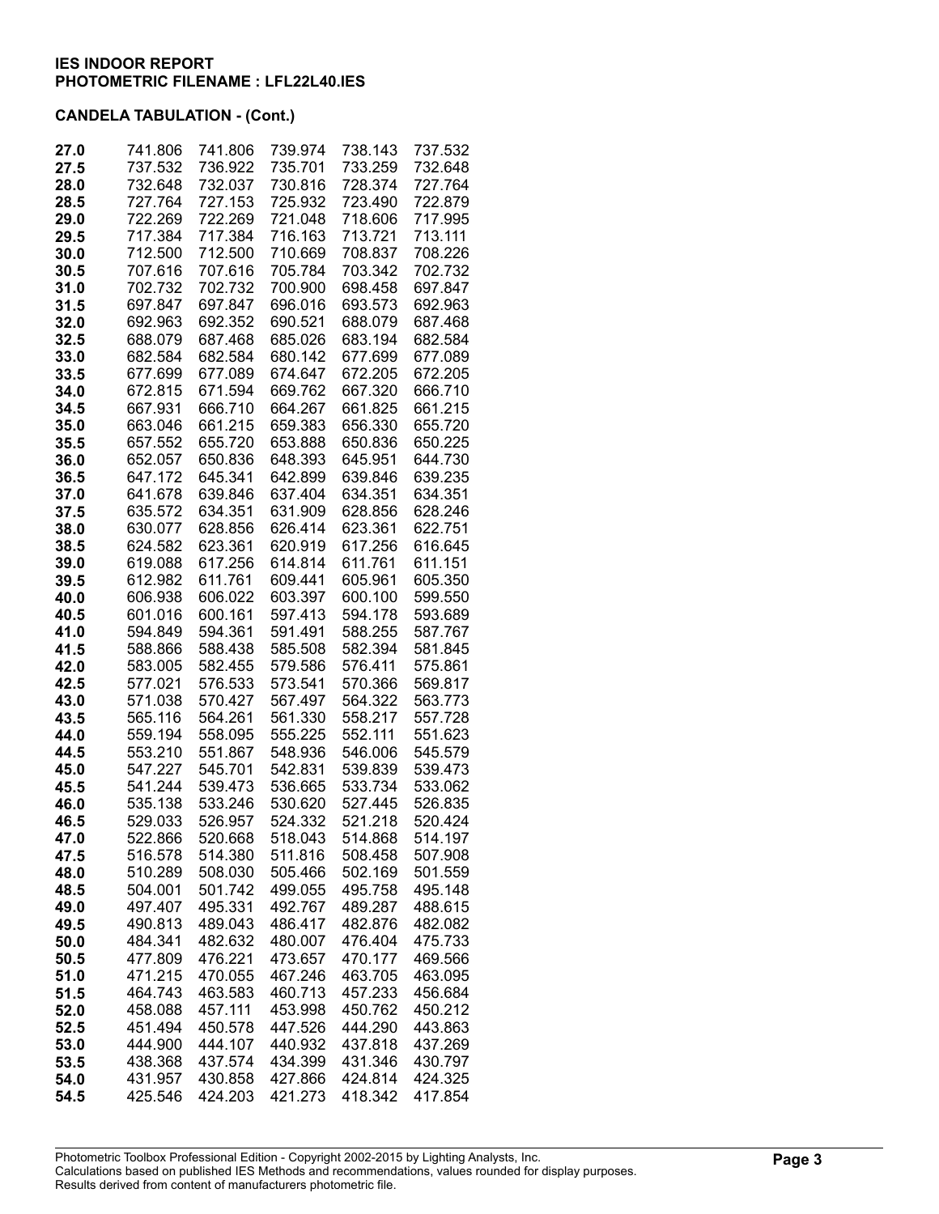**IES INDOOR REPORT**
**PHOTOMETRIC FILENAME : LFL22L40.IES**

**CANDELA TABULATION - (Cont.)**

| | | | | | |
|---|---|---|---|---|---|
| **27.0** | 741.806 | 741.806 | 739.974 | 738.143 | 737.532 |
| **27.5** | 737.532 | 736.922 | 735.701 | 733.259 | 732.648 |
| **28.0** | 732.648 | 732.037 | 730.816 | 728.374 | 727.764 |
| **28.5** | 727.764 | 727.153 | 725.932 | 723.490 | 722.879 |
| **29.0** | 722.269 | 722.269 | 721.048 | 718.606 | 717.995 |
| **29.5** | 717.384 | 717.384 | 716.163 | 713.721 | 713.111 |
| **30.0** | 712.500 | 712.500 | 710.669 | 708.837 | 708.226 |
| **30.5** | 707.616 | 707.616 | 705.784 | 703.342 | 702.732 |
| **31.0** | 702.732 | 702.732 | 700.900 | 698.458 | 697.847 |
| **31.5** | 697.847 | 697.847 | 696.016 | 693.573 | 692.963 |
| **32.0** | 692.963 | 692.352 | 690.521 | 688.079 | 687.468 |
| **32.5** | 688.079 | 687.468 | 685.026 | 683.194 | 682.584 |
| **33.0** | 682.584 | 682.584 | 680.142 | 677.699 | 677.089 |
| **33.5** | 677.699 | 677.089 | 674.647 | 672.205 | 672.205 |
| **34.0** | 672.815 | 671.594 | 669.762 | 667.320 | 666.710 |
| **34.5** | 667.931 | 666.710 | 664.267 | 661.825 | 661.215 |
| **35.0** | 663.046 | 661.215 | 659.383 | 656.330 | 655.720 |
| **35.5** | 657.552 | 655.720 | 653.888 | 650.836 | 650.225 |
| **36.0** | 652.057 | 650.836 | 648.393 | 645.951 | 644.730 |
| **36.5** | 647.172 | 645.341 | 642.899 | 639.846 | 639.235 |
| **37.0** | 641.678 | 639.846 | 637.404 | 634.351 | 634.351 |
| **37.5** | 635.572 | 634.351 | 631.909 | 628.856 | 628.246 |
| **38.0** | 630.077 | 628.856 | 626.414 | 623.361 | 622.751 |
| **38.5** | 624.582 | 623.361 | 620.919 | 617.256 | 616.645 |
| **39.0** | 619.088 | 617.256 | 614.814 | 611.761 | 611.151 |
| **39.5** | 612.982 | 611.761 | 609.441 | 605.961 | 605.350 |
| **40.0** | 606.938 | 606.022 | 603.397 | 600.100 | 599.550 |
| **40.5** | 601.016 | 600.161 | 597.413 | 594.178 | 593.689 |
| **41.0** | 594.849 | 594.361 | 591.491 | 588.255 | 587.767 |
| **41.5** | 588.866 | 588.438 | 585.508 | 582.394 | 581.845 |
| **42.0** | 583.005 | 582.455 | 579.586 | 576.411 | 575.861 |
| **42.5** | 577.021 | 576.533 | 573.541 | 570.366 | 569.817 |
| **43.0** | 571.038 | 570.427 | 567.497 | 564.322 | 563.773 |
| **43.5** | 565.116 | 564.261 | 561.330 | 558.217 | 557.728 |
| **44.0** | 559.194 | 558.095 | 555.225 | 552.111 | 551.623 |
| **44.5** | 553.210 | 551.867 | 548.936 | 546.006 | 545.579 |
| **45.0** | 547.227 | 545.701 | 542.831 | 539.839 | 539.473 |
| **45.5** | 541.244 | 539.473 | 536.665 | 533.734 | 533.062 |
| **46.0** | 535.138 | 533.246 | 530.620 | 527.445 | 526.835 |
| **46.5** | 529.033 | 526.957 | 524.332 | 521.218 | 520.424 |
| **47.0** | 522.866 | 520.668 | 518.043 | 514.868 | 514.197 |
| **47.5** | 516.578 | 514.380 | 511.816 | 508.458 | 507.908 |
| **48.0** | 510.289 | 508.030 | 505.466 | 502.169 | 501.559 |
| **48.5** | 504.001 | 501.742 | 499.055 | 495.758 | 495.148 |
| **49.0** | 497.407 | 495.331 | 492.767 | 489.287 | 488.615 |
| **49.5** | 490.813 | 489.043 | 486.417 | 482.876 | 482.082 |
| **50.0** | 484.341 | 482.632 | 480.007 | 476.404 | 475.733 |
| **50.5** | 477.809 | 476.221 | 473.657 | 470.177 | 469.566 |
| **51.0** | 471.215 | 470.055 | 467.246 | 463.705 | 463.095 |
| **51.5** | 464.743 | 463.583 | 460.713 | 457.233 | 456.684 |
| **52.0** | 458.088 | 457.111 | 453.998 | 450.762 | 450.212 |
| **52.5** | 451.494 | 450.578 | 447.526 | 444.290 | 443.863 |
| **53.0** | 444.900 | 444.107 | 440.932 | 437.818 | 437.269 |
| **53.5** | 438.368 | 437.574 | 434.399 | 431.346 | 430.797 |
| **54.0** | 431.957 | 430.858 | 427.866 | 424.814 | 424.325 |
| **54.5** | 425.546 | 424.203 | 421.273 | 418.342 | 417.854 |

Photometric Toolbox Professional Edition - Copyright 2002-2015 by Lighting Analysts, Inc.
Calculations based on published IES Methods and recommendations, values rounded for display purposes.
Results derived from content of manufacturers photometric file.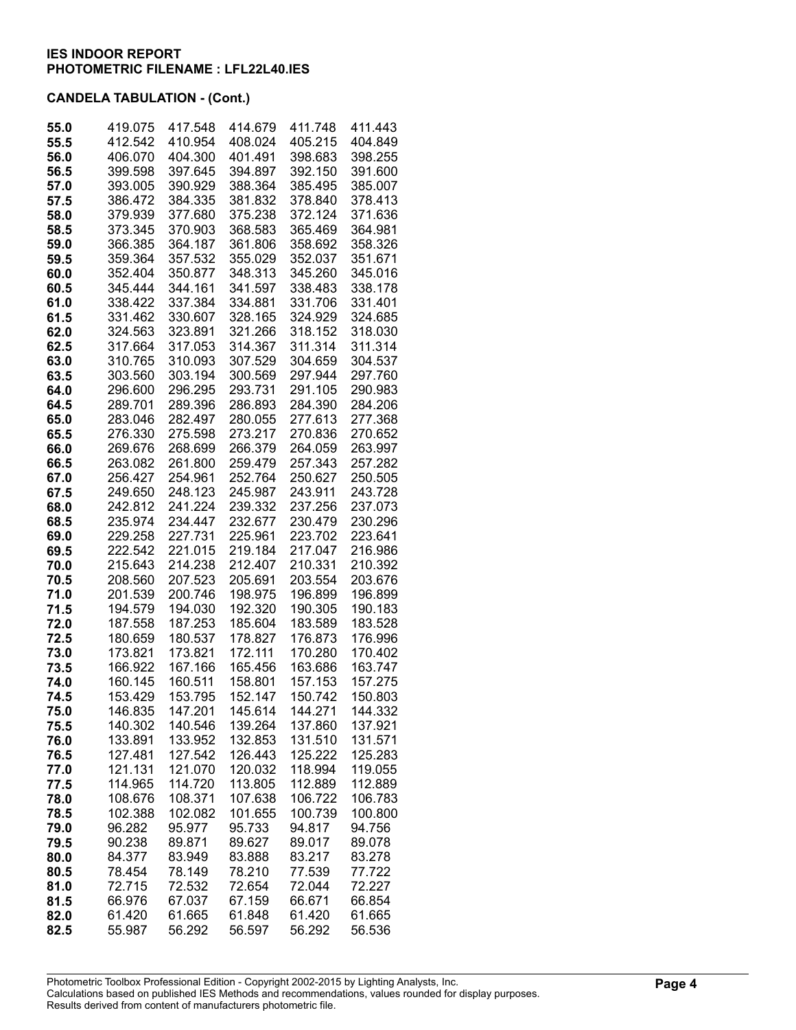**IES INDOOR REPORT**
**PHOTOMETRIC FILENAME : LFL22L40.IES**

**CANDELA TABULATION - (Cont.)**

| | | | | | |
|---|---|---|---|---|---|
| **55.0** | 419.075 | 417.548 | 414.679 | 411.748 | 411.443 |
| **55.5** | 412.542 | 410.954 | 408.024 | 405.215 | 404.849 |
| **56.0** | 406.070 | 404.300 | 401.491 | 398.683 | 398.255 |
| **56.5** | 399.598 | 397.645 | 394.897 | 392.150 | 391.600 |
| **57.0** | 393.005 | 390.929 | 388.364 | 385.495 | 385.007 |
| **57.5** | 386.472 | 384.335 | 381.832 | 378.840 | 378.413 |
| **58.0** | 379.939 | 377.680 | 375.238 | 372.124 | 371.636 |
| **58.5** | 373.345 | 370.903 | 368.583 | 365.469 | 364.981 |
| **59.0** | 366.385 | 364.187 | 361.806 | 358.692 | 358.326 |
| **59.5** | 359.364 | 357.532 | 355.029 | 352.037 | 351.671 |
| **60.0** | 352.404 | 350.877 | 348.313 | 345.260 | 345.016 |
| **60.5** | 345.444 | 344.161 | 341.597 | 338.483 | 338.178 |
| **61.0** | 338.422 | 337.384 | 334.881 | 331.706 | 331.401 |
| **61.5** | 331.462 | 330.607 | 328.165 | 324.929 | 324.685 |
| **62.0** | 324.563 | 323.891 | 321.266 | 318.152 | 318.030 |
| **62.5** | 317.664 | 317.053 | 314.367 | 311.314 | 311.314 |
| **63.0** | 310.765 | 310.093 | 307.529 | 304.659 | 304.537 |
| **63.5** | 303.560 | 303.194 | 300.569 | 297.944 | 297.760 |
| **64.0** | 296.600 | 296.295 | 293.731 | 291.105 | 290.983 |
| **64.5** | 289.701 | 289.396 | 286.893 | 284.390 | 284.206 |
| **65.0** | 283.046 | 282.497 | 280.055 | 277.613 | 277.368 |
| **65.5** | 276.330 | 275.598 | 273.217 | 270.836 | 270.652 |
| **66.0** | 269.676 | 268.699 | 266.379 | 264.059 | 263.997 |
| **66.5** | 263.082 | 261.800 | 259.479 | 257.343 | 257.282 |
| **67.0** | 256.427 | 254.961 | 252.764 | 250.627 | 250.505 |
| **67.5** | 249.650 | 248.123 | 245.987 | 243.911 | 243.728 |
| **68.0** | 242.812 | 241.224 | 239.332 | 237.256 | 237.073 |
| **68.5** | 235.974 | 234.447 | 232.677 | 230.479 | 230.296 |
| **69.0** | 229.258 | 227.731 | 225.961 | 223.702 | 223.641 |
| **69.5** | 222.542 | 221.015 | 219.184 | 217.047 | 216.986 |
| **70.0** | 215.643 | 214.238 | 212.407 | 210.331 | 210.392 |
| **70.5** | 208.560 | 207.523 | 205.691 | 203.554 | 203.676 |
| **71.0** | 201.539 | 200.746 | 198.975 | 196.899 | 196.899 |
| **71.5** | 194.579 | 194.030 | 192.320 | 190.305 | 190.183 |
| **72.0** | 187.558 | 187.253 | 185.604 | 183.589 | 183.528 |
| **72.5** | 180.659 | 180.537 | 178.827 | 176.873 | 176.996 |
| **73.0** | 173.821 | 173.821 | 172.111 | 170.280 | 170.402 |
| **73.5** | 166.922 | 167.166 | 165.456 | 163.686 | 163.747 |
| **74.0** | 160.145 | 160.511 | 158.801 | 157.153 | 157.275 |
| **74.5** | 153.429 | 153.795 | 152.147 | 150.742 | 150.803 |
| **75.0** | 146.835 | 147.201 | 145.614 | 144.271 | 144.332 |
| **75.5** | 140.302 | 140.546 | 139.264 | 137.860 | 137.921 |
| **76.0** | 133.891 | 133.952 | 132.853 | 131.510 | 131.571 |
| **76.5** | 127.481 | 127.542 | 126.443 | 125.222 | 125.283 |
| **77.0** | 121.131 | 121.070 | 120.032 | 118.994 | 119.055 |
| **77.5** | 114.965 | 114.720 | 113.805 | 112.889 | 112.889 |
| **78.0** | 108.676 | 108.371 | 107.638 | 106.722 | 106.783 |
| **78.5** | 102.388 | 102.082 | 101.655 | 100.739 | 100.800 |
| **79.0** | 96.282 | 95.977 | 95.733 | 94.817 | 94.756 |
| **79.5** | 90.238 | 89.871 | 89.627 | 89.017 | 89.078 |
| **80.0** | 84.377 | 83.949 | 83.888 | 83.217 | 83.278 |
| **80.5** | 78.454 | 78.149 | 78.210 | 77.539 | 77.722 |
| **81.0** | 72.715 | 72.532 | 72.654 | 72.044 | 72.227 |
| **81.5** | 66.976 | 67.037 | 67.159 | 66.671 | 66.854 |
| **82.0** | 61.420 | 61.665 | 61.848 | 61.420 | 61.665 |
| **82.5** | 55.987 | 56.292 | 56.597 | 56.292 | 56.536 |

Photometric Toolbox Professional Edition - Copyright 2002-2015 by Lighting Analysts, Inc.
Calculations based on published IES Methods and recommendations, values rounded for display purposes.
Results derived from content of manufacturers photometric file.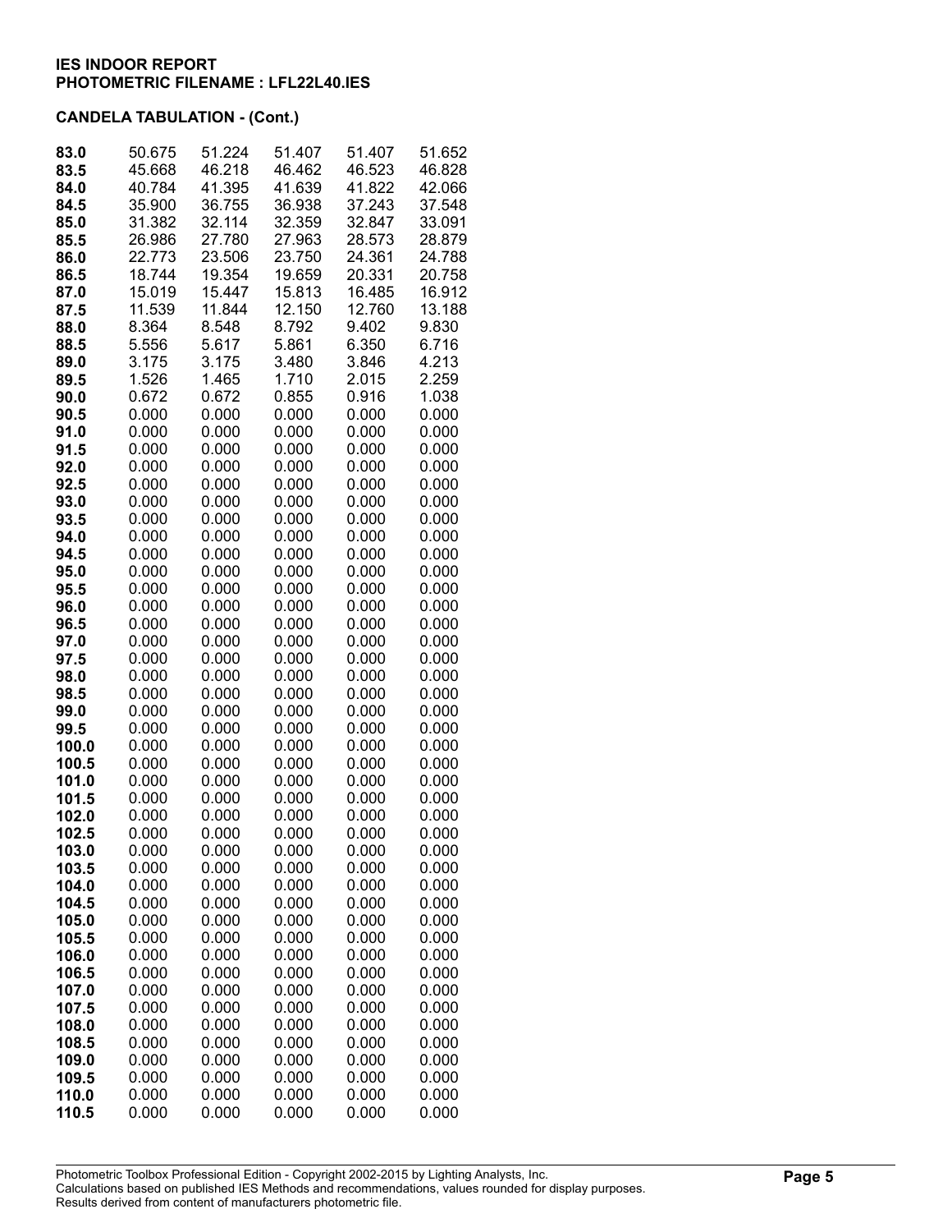**IES INDOOR REPORT**
**PHOTOMETRIC FILENAME : LFL22L40.IES**

**CANDELA TABULATION - (Cont.)**

| | | | | | |
|---|---|---|---|---|---|
| **83.0** | 50.675 | 51.224 | 51.407 | 51.407 | 51.652 |
| **83.5** | 45.668 | 46.218 | 46.462 | 46.523 | 46.828 |
| **84.0** | 40.784 | 41.395 | 41.639 | 41.822 | 42.066 |
| **84.5** | 35.900 | 36.755 | 36.938 | 37.243 | 37.548 |
| **85.0** | 31.382 | 32.114 | 32.359 | 32.847 | 33.091 |
| **85.5** | 26.986 | 27.780 | 27.963 | 28.573 | 28.879 |
| **86.0** | 22.773 | 23.506 | 23.750 | 24.361 | 24.788 |
| **86.5** | 18.744 | 19.354 | 19.659 | 20.331 | 20.758 |
| **87.0** | 15.019 | 15.447 | 15.813 | 16.485 | 16.912 |
| **87.5** | 11.539 | 11.844 | 12.150 | 12.760 | 13.188 |
| **88.0** | 8.364 | 8.548 | 8.792 | 9.402 | 9.830 |
| **88.5** | 5.556 | 5.617 | 5.861 | 6.350 | 6.716 |
| **89.0** | 3.175 | 3.175 | 3.480 | 3.846 | 4.213 |
| **89.5** | 1.526 | 1.465 | 1.710 | 2.015 | 2.259 |
| **90.0** | 0.672 | 0.672 | 0.855 | 0.916 | 1.038 |
| **90.5** | 0.000 | 0.000 | 0.000 | 0.000 | 0.000 |
| **91.0** | 0.000 | 0.000 | 0.000 | 0.000 | 0.000 |
| **91.5** | 0.000 | 0.000 | 0.000 | 0.000 | 0.000 |
| **92.0** | 0.000 | 0.000 | 0.000 | 0.000 | 0.000 |
| **92.5** | 0.000 | 0.000 | 0.000 | 0.000 | 0.000 |
| **93.0** | 0.000 | 0.000 | 0.000 | 0.000 | 0.000 |
| **93.5** | 0.000 | 0.000 | 0.000 | 0.000 | 0.000 |
| **94.0** | 0.000 | 0.000 | 0.000 | 0.000 | 0.000 |
| **94.5** | 0.000 | 0.000 | 0.000 | 0.000 | 0.000 |
| **95.0** | 0.000 | 0.000 | 0.000 | 0.000 | 0.000 |
| **95.5** | 0.000 | 0.000 | 0.000 | 0.000 | 0.000 |
| **96.0** | 0.000 | 0.000 | 0.000 | 0.000 | 0.000 |
| **96.5** | 0.000 | 0.000 | 0.000 | 0.000 | 0.000 |
| **97.0** | 0.000 | 0.000 | 0.000 | 0.000 | 0.000 |
| **97.5** | 0.000 | 0.000 | 0.000 | 0.000 | 0.000 |
| **98.0** | 0.000 | 0.000 | 0.000 | 0.000 | 0.000 |
| **98.5** | 0.000 | 0.000 | 0.000 | 0.000 | 0.000 |
| **99.0** | 0.000 | 0.000 | 0.000 | 0.000 | 0.000 |
| **99.5** | 0.000 | 0.000 | 0.000 | 0.000 | 0.000 |
| **100.0** | 0.000 | 0.000 | 0.000 | 0.000 | 0.000 |
| **100.5** | 0.000 | 0.000 | 0.000 | 0.000 | 0.000 |
| **101.0** | 0.000 | 0.000 | 0.000 | 0.000 | 0.000 |
| **101.5** | 0.000 | 0.000 | 0.000 | 0.000 | 0.000 |
| **102.0** | 0.000 | 0.000 | 0.000 | 0.000 | 0.000 |
| **102.5** | 0.000 | 0.000 | 0.000 | 0.000 | 0.000 |
| **103.0** | 0.000 | 0.000 | 0.000 | 0.000 | 0.000 |
| **103.5** | 0.000 | 0.000 | 0.000 | 0.000 | 0.000 |
| **104.0** | 0.000 | 0.000 | 0.000 | 0.000 | 0.000 |
| **104.5** | 0.000 | 0.000 | 0.000 | 0.000 | 0.000 |
| **105.0** | 0.000 | 0.000 | 0.000 | 0.000 | 0.000 |
| **105.5** | 0.000 | 0.000 | 0.000 | 0.000 | 0.000 |
| **106.0** | 0.000 | 0.000 | 0.000 | 0.000 | 0.000 |
| **106.5** | 0.000 | 0.000 | 0.000 | 0.000 | 0.000 |
| **107.0** | 0.000 | 0.000 | 0.000 | 0.000 | 0.000 |
| **107.5** | 0.000 | 0.000 | 0.000 | 0.000 | 0.000 |
| **108.0** | 0.000 | 0.000 | 0.000 | 0.000 | 0.000 |
| **108.5** | 0.000 | 0.000 | 0.000 | 0.000 | 0.000 |
| **109.0** | 0.000 | 0.000 | 0.000 | 0.000 | 0.000 |
| **109.5** | 0.000 | 0.000 | 0.000 | 0.000 | 0.000 |
| **110.0** | 0.000 | 0.000 | 0.000 | 0.000 | 0.000 |
| **110.5** | 0.000 | 0.000 | 0.000 | 0.000 | 0.000 |

Photometric Toolbox Professional Edition - Copyright 2002-2015 by Lighting Analysts, Inc.
Calculations based on published IES Methods and recommendations, values rounded for display purposes.
Results derived from content of manufacturers photometric file.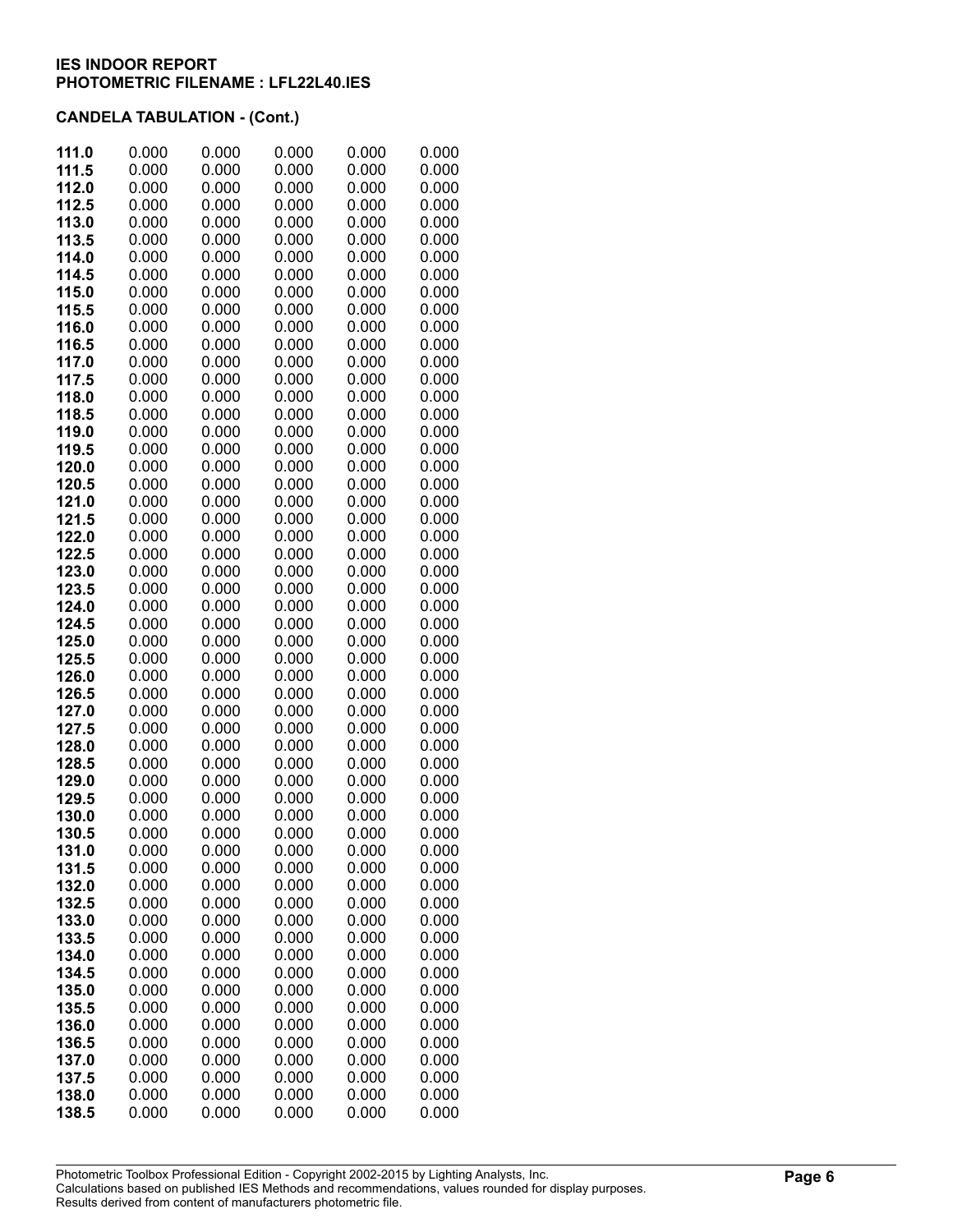**IES INDOOR REPORT**
**PHOTOMETRIC FILENAME : LFL22L40.IES**

**CANDELA TABULATION - (Cont.)**

| | | | | | |
|---|---|---|---|---|---|
| **111.0** | 0.000 | 0.000 | 0.000 | 0.000 | 0.000 |
| **111.5** | 0.000 | 0.000 | 0.000 | 0.000 | 0.000 |
| **112.0** | 0.000 | 0.000 | 0.000 | 0.000 | 0.000 |
| **112.5** | 0.000 | 0.000 | 0.000 | 0.000 | 0.000 |
| **113.0** | 0.000 | 0.000 | 0.000 | 0.000 | 0.000 |
| **113.5** | 0.000 | 0.000 | 0.000 | 0.000 | 0.000 |
| **114.0** | 0.000 | 0.000 | 0.000 | 0.000 | 0.000 |
| **114.5** | 0.000 | 0.000 | 0.000 | 0.000 | 0.000 |
| **115.0** | 0.000 | 0.000 | 0.000 | 0.000 | 0.000 |
| **115.5** | 0.000 | 0.000 | 0.000 | 0.000 | 0.000 |
| **116.0** | 0.000 | 0.000 | 0.000 | 0.000 | 0.000 |
| **116.5** | 0.000 | 0.000 | 0.000 | 0.000 | 0.000 |
| **117.0** | 0.000 | 0.000 | 0.000 | 0.000 | 0.000 |
| **117.5** | 0.000 | 0.000 | 0.000 | 0.000 | 0.000 |
| **118.0** | 0.000 | 0.000 | 0.000 | 0.000 | 0.000 |
| **118.5** | 0.000 | 0.000 | 0.000 | 0.000 | 0.000 |
| **119.0** | 0.000 | 0.000 | 0.000 | 0.000 | 0.000 |
| **119.5** | 0.000 | 0.000 | 0.000 | 0.000 | 0.000 |
| **120.0** | 0.000 | 0.000 | 0.000 | 0.000 | 0.000 |
| **120.5** | 0.000 | 0.000 | 0.000 | 0.000 | 0.000 |
| **121.0** | 0.000 | 0.000 | 0.000 | 0.000 | 0.000 |
| **121.5** | 0.000 | 0.000 | 0.000 | 0.000 | 0.000 |
| **122.0** | 0.000 | 0.000 | 0.000 | 0.000 | 0.000 |
| **122.5** | 0.000 | 0.000 | 0.000 | 0.000 | 0.000 |
| **123.0** | 0.000 | 0.000 | 0.000 | 0.000 | 0.000 |
| **123.5** | 0.000 | 0.000 | 0.000 | 0.000 | 0.000 |
| **124.0** | 0.000 | 0.000 | 0.000 | 0.000 | 0.000 |
| **124.5** | 0.000 | 0.000 | 0.000 | 0.000 | 0.000 |
| **125.0** | 0.000 | 0.000 | 0.000 | 0.000 | 0.000 |
| **125.5** | 0.000 | 0.000 | 0.000 | 0.000 | 0.000 |
| **126.0** | 0.000 | 0.000 | 0.000 | 0.000 | 0.000 |
| **126.5** | 0.000 | 0.000 | 0.000 | 0.000 | 0.000 |
| **127.0** | 0.000 | 0.000 | 0.000 | 0.000 | 0.000 |
| **127.5** | 0.000 | 0.000 | 0.000 | 0.000 | 0.000 |
| **128.0** | 0.000 | 0.000 | 0.000 | 0.000 | 0.000 |
| **128.5** | 0.000 | 0.000 | 0.000 | 0.000 | 0.000 |
| **129.0** | 0.000 | 0.000 | 0.000 | 0.000 | 0.000 |
| **129.5** | 0.000 | 0.000 | 0.000 | 0.000 | 0.000 |
| **130.0** | 0.000 | 0.000 | 0.000 | 0.000 | 0.000 |
| **130.5** | 0.000 | 0.000 | 0.000 | 0.000 | 0.000 |
| **131.0** | 0.000 | 0.000 | 0.000 | 0.000 | 0.000 |
| **131.5** | 0.000 | 0.000 | 0.000 | 0.000 | 0.000 |
| **132.0** | 0.000 | 0.000 | 0.000 | 0.000 | 0.000 |
| **132.5** | 0.000 | 0.000 | 0.000 | 0.000 | 0.000 |
| **133.0** | 0.000 | 0.000 | 0.000 | 0.000 | 0.000 |
| **133.5** | 0.000 | 0.000 | 0.000 | 0.000 | 0.000 |
| **134.0** | 0.000 | 0.000 | 0.000 | 0.000 | 0.000 |
| **134.5** | 0.000 | 0.000 | 0.000 | 0.000 | 0.000 |
| **135.0** | 0.000 | 0.000 | 0.000 | 0.000 | 0.000 |
| **135.5** | 0.000 | 0.000 | 0.000 | 0.000 | 0.000 |
| **136.0** | 0.000 | 0.000 | 0.000 | 0.000 | 0.000 |
| **136.5** | 0.000 | 0.000 | 0.000 | 0.000 | 0.000 |
| **137.0** | 0.000 | 0.000 | 0.000 | 0.000 | 0.000 |
| **137.5** | 0.000 | 0.000 | 0.000 | 0.000 | 0.000 |
| **138.0** | 0.000 | 0.000 | 0.000 | 0.000 | 0.000 |
| **138.5** | 0.000 | 0.000 | 0.000 | 0.000 | 0.000 |

Photometric Toolbox Professional Edition - Copyright 2002-2015 by Lighting Analysts, Inc.
Calculations based on published IES Methods and recommendations, values rounded for display purposes.
Results derived from content of manufacturers photometric file.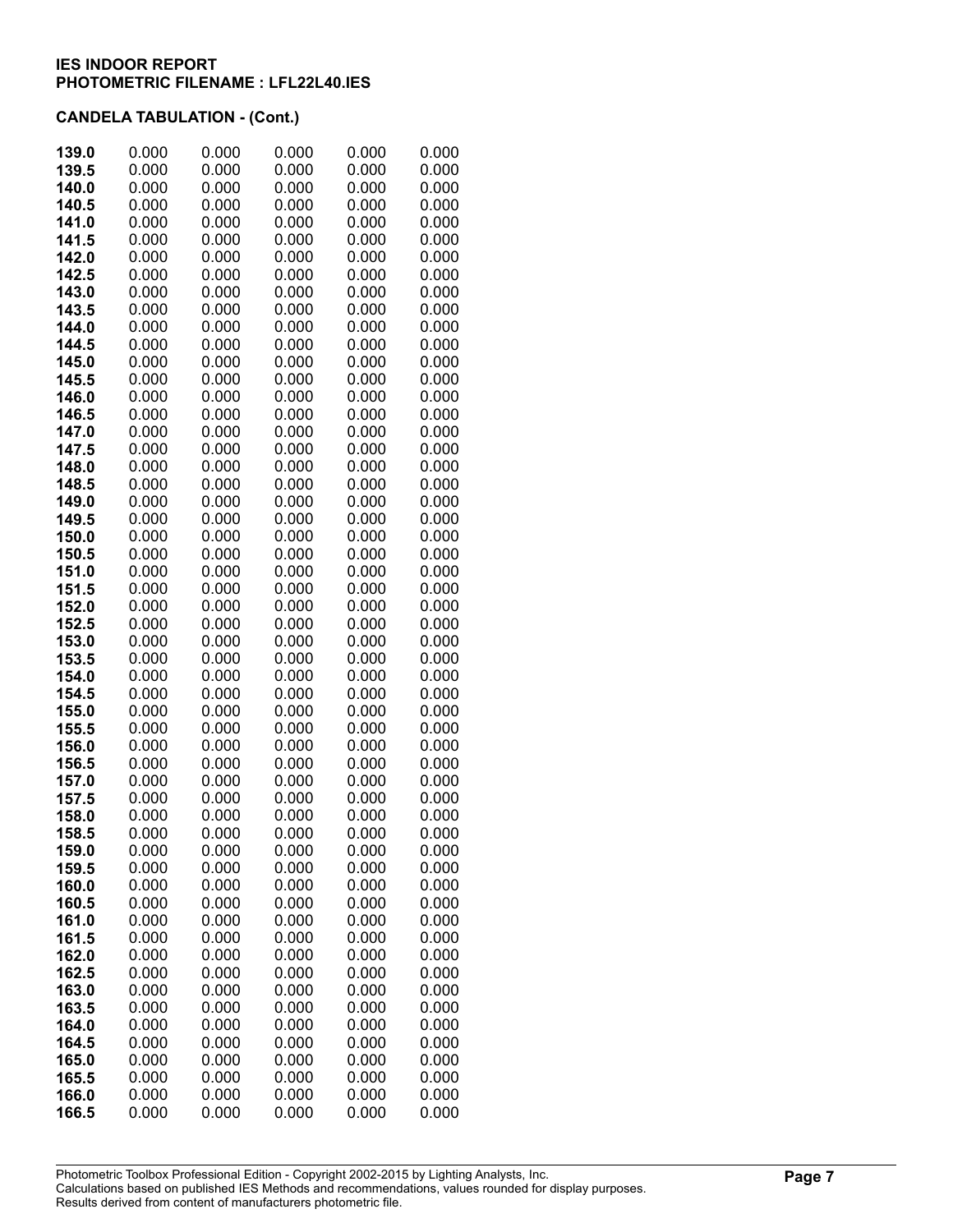**IES INDOOR REPORT**
**PHOTOMETRIC FILENAME : LFL22L40.IES**

**CANDELA TABULATION - (Cont.)**

| | | | | | |
|---|---|---|---|---|---|
| **139.0** | 0.000 | 0.000 | 0.000 | 0.000 | 0.000 |
| **139.5** | 0.000 | 0.000 | 0.000 | 0.000 | 0.000 |
| **140.0** | 0.000 | 0.000 | 0.000 | 0.000 | 0.000 |
| **140.5** | 0.000 | 0.000 | 0.000 | 0.000 | 0.000 |
| **141.0** | 0.000 | 0.000 | 0.000 | 0.000 | 0.000 |
| **141.5** | 0.000 | 0.000 | 0.000 | 0.000 | 0.000 |
| **142.0** | 0.000 | 0.000 | 0.000 | 0.000 | 0.000 |
| **142.5** | 0.000 | 0.000 | 0.000 | 0.000 | 0.000 |
| **143.0** | 0.000 | 0.000 | 0.000 | 0.000 | 0.000 |
| **143.5** | 0.000 | 0.000 | 0.000 | 0.000 | 0.000 |
| **144.0** | 0.000 | 0.000 | 0.000 | 0.000 | 0.000 |
| **144.5** | 0.000 | 0.000 | 0.000 | 0.000 | 0.000 |
| **145.0** | 0.000 | 0.000 | 0.000 | 0.000 | 0.000 |
| **145.5** | 0.000 | 0.000 | 0.000 | 0.000 | 0.000 |
| **146.0** | 0.000 | 0.000 | 0.000 | 0.000 | 0.000 |
| **146.5** | 0.000 | 0.000 | 0.000 | 0.000 | 0.000 |
| **147.0** | 0.000 | 0.000 | 0.000 | 0.000 | 0.000 |
| **147.5** | 0.000 | 0.000 | 0.000 | 0.000 | 0.000 |
| **148.0** | 0.000 | 0.000 | 0.000 | 0.000 | 0.000 |
| **148.5** | 0.000 | 0.000 | 0.000 | 0.000 | 0.000 |
| **149.0** | 0.000 | 0.000 | 0.000 | 0.000 | 0.000 |
| **149.5** | 0.000 | 0.000 | 0.000 | 0.000 | 0.000 |
| **150.0** | 0.000 | 0.000 | 0.000 | 0.000 | 0.000 |
| **150.5** | 0.000 | 0.000 | 0.000 | 0.000 | 0.000 |
| **151.0** | 0.000 | 0.000 | 0.000 | 0.000 | 0.000 |
| **151.5** | 0.000 | 0.000 | 0.000 | 0.000 | 0.000 |
| **152.0** | 0.000 | 0.000 | 0.000 | 0.000 | 0.000 |
| **152.5** | 0.000 | 0.000 | 0.000 | 0.000 | 0.000 |
| **153.0** | 0.000 | 0.000 | 0.000 | 0.000 | 0.000 |
| **153.5** | 0.000 | 0.000 | 0.000 | 0.000 | 0.000 |
| **154.0** | 0.000 | 0.000 | 0.000 | 0.000 | 0.000 |
| **154.5** | 0.000 | 0.000 | 0.000 | 0.000 | 0.000 |
| **155.0** | 0.000 | 0.000 | 0.000 | 0.000 | 0.000 |
| **155.5** | 0.000 | 0.000 | 0.000 | 0.000 | 0.000 |
| **156.0** | 0.000 | 0.000 | 0.000 | 0.000 | 0.000 |
| **156.5** | 0.000 | 0.000 | 0.000 | 0.000 | 0.000 |
| **157.0** | 0.000 | 0.000 | 0.000 | 0.000 | 0.000 |
| **157.5** | 0.000 | 0.000 | 0.000 | 0.000 | 0.000 |
| **158.0** | 0.000 | 0.000 | 0.000 | 0.000 | 0.000 |
| **158.5** | 0.000 | 0.000 | 0.000 | 0.000 | 0.000 |
| **159.0** | 0.000 | 0.000 | 0.000 | 0.000 | 0.000 |
| **159.5** | 0.000 | 0.000 | 0.000 | 0.000 | 0.000 |
| **160.0** | 0.000 | 0.000 | 0.000 | 0.000 | 0.000 |
| **160.5** | 0.000 | 0.000 | 0.000 | 0.000 | 0.000 |
| **161.0** | 0.000 | 0.000 | 0.000 | 0.000 | 0.000 |
| **161.5** | 0.000 | 0.000 | 0.000 | 0.000 | 0.000 |
| **162.0** | 0.000 | 0.000 | 0.000 | 0.000 | 0.000 |
| **162.5** | 0.000 | 0.000 | 0.000 | 0.000 | 0.000 |
| **163.0** | 0.000 | 0.000 | 0.000 | 0.000 | 0.000 |
| **163.5** | 0.000 | 0.000 | 0.000 | 0.000 | 0.000 |
| **164.0** | 0.000 | 0.000 | 0.000 | 0.000 | 0.000 |
| **164.5** | 0.000 | 0.000 | 0.000 | 0.000 | 0.000 |
| **165.0** | 0.000 | 0.000 | 0.000 | 0.000 | 0.000 |
| **165.5** | 0.000 | 0.000 | 0.000 | 0.000 | 0.000 |
| **166.0** | 0.000 | 0.000 | 0.000 | 0.000 | 0.000 |
| **166.5** | 0.000 | 0.000 | 0.000 | 0.000 | 0.000 |

Photometric Toolbox Professional Edition - Copyright 2002-2015 by Lighting Analysts, Inc.
Calculations based on published IES Methods and recommendations, values rounded for display purposes.
Results derived from content of manufacturers photometric file.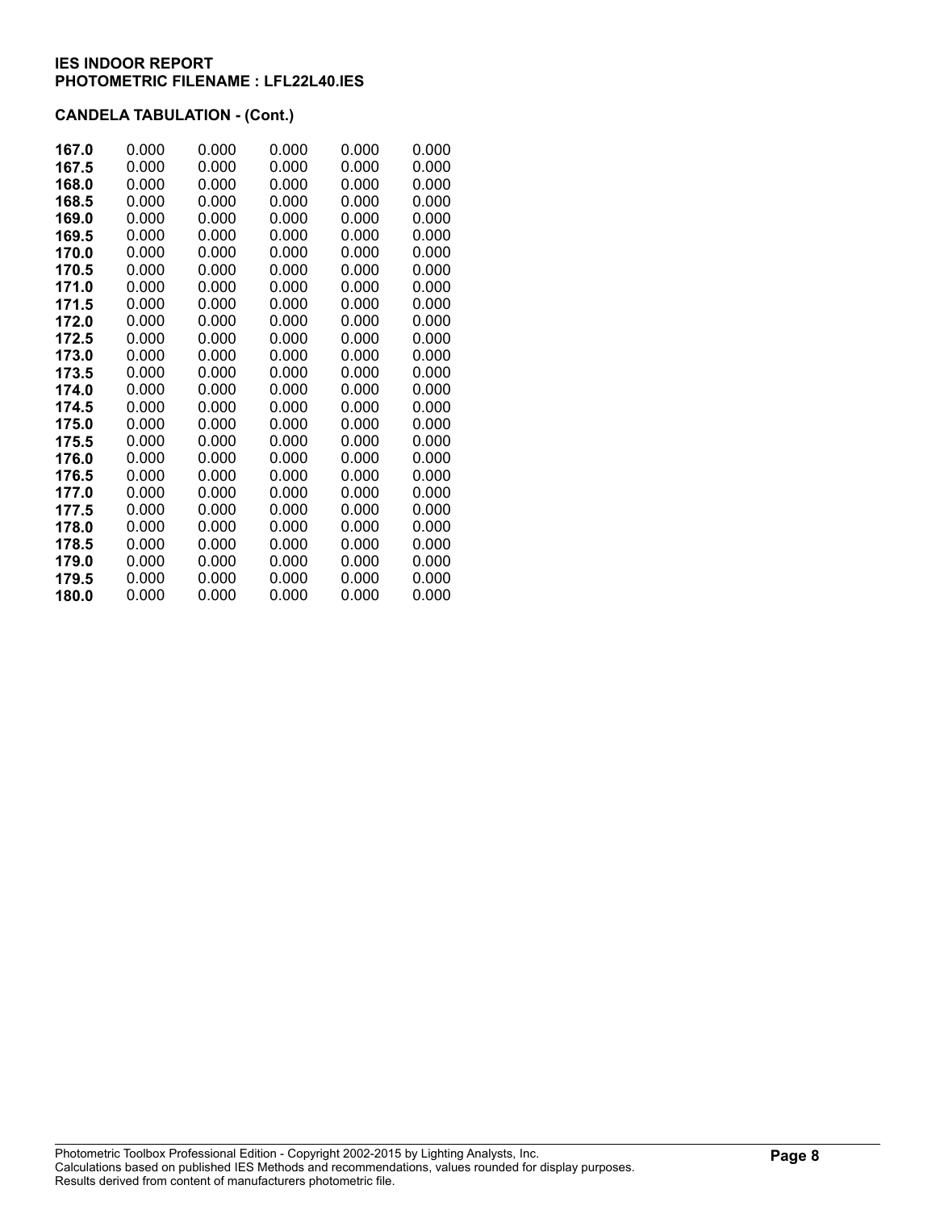**IES INDOOR REPORT**
**PHOTOMETRIC FILENAME : LFL22L40.IES**

**CANDELA TABULATION - (Cont.)**

| | | | | | |
|---|---|---|---|---|---|
| **167.0** | 0.000 | 0.000 | 0.000 | 0.000 | 0.000 |
| **167.5** | 0.000 | 0.000 | 0.000 | 0.000 | 0.000 |
| **168.0** | 0.000 | 0.000 | 0.000 | 0.000 | 0.000 |
| **168.5** | 0.000 | 0.000 | 0.000 | 0.000 | 0.000 |
| **169.0** | 0.000 | 0.000 | 0.000 | 0.000 | 0.000 |
| **169.5** | 0.000 | 0.000 | 0.000 | 0.000 | 0.000 |
| **170.0** | 0.000 | 0.000 | 0.000 | 0.000 | 0.000 |
| **170.5** | 0.000 | 0.000 | 0.000 | 0.000 | 0.000 |
| **171.0** | 0.000 | 0.000 | 0.000 | 0.000 | 0.000 |
| **171.5** | 0.000 | 0.000 | 0.000 | 0.000 | 0.000 |
| **172.0** | 0.000 | 0.000 | 0.000 | 0.000 | 0.000 |
| **172.5** | 0.000 | 0.000 | 0.000 | 0.000 | 0.000 |
| **173.0** | 0.000 | 0.000 | 0.000 | 0.000 | 0.000 |
| **173.5** | 0.000 | 0.000 | 0.000 | 0.000 | 0.000 |
| **174.0** | 0.000 | 0.000 | 0.000 | 0.000 | 0.000 |
| **174.5** | 0.000 | 0.000 | 0.000 | 0.000 | 0.000 |
| **175.0** | 0.000 | 0.000 | 0.000 | 0.000 | 0.000 |
| **175.5** | 0.000 | 0.000 | 0.000 | 0.000 | 0.000 |
| **176.0** | 0.000 | 0.000 | 0.000 | 0.000 | 0.000 |
| **176.5** | 0.000 | 0.000 | 0.000 | 0.000 | 0.000 |
| **177.0** | 0.000 | 0.000 | 0.000 | 0.000 | 0.000 |
| **177.5** | 0.000 | 0.000 | 0.000 | 0.000 | 0.000 |
| **178.0** | 0.000 | 0.000 | 0.000 | 0.000 | 0.000 |
| **178.5** | 0.000 | 0.000 | 0.000 | 0.000 | 0.000 |
| **179.0** | 0.000 | 0.000 | 0.000 | 0.000 | 0.000 |
| **179.5** | 0.000 | 0.000 | 0.000 | 0.000 | 0.000 |
| **180.0** | 0.000 | 0.000 | 0.000 | 0.000 | 0.000 |

Photometric Toolbox Professional Edition - Copyright 2002-2015 by Lighting Analysts, Inc.
Calculations based on published IES Methods and recommendations, values rounded for display purposes.
Results derived from content of manufacturers photometric file.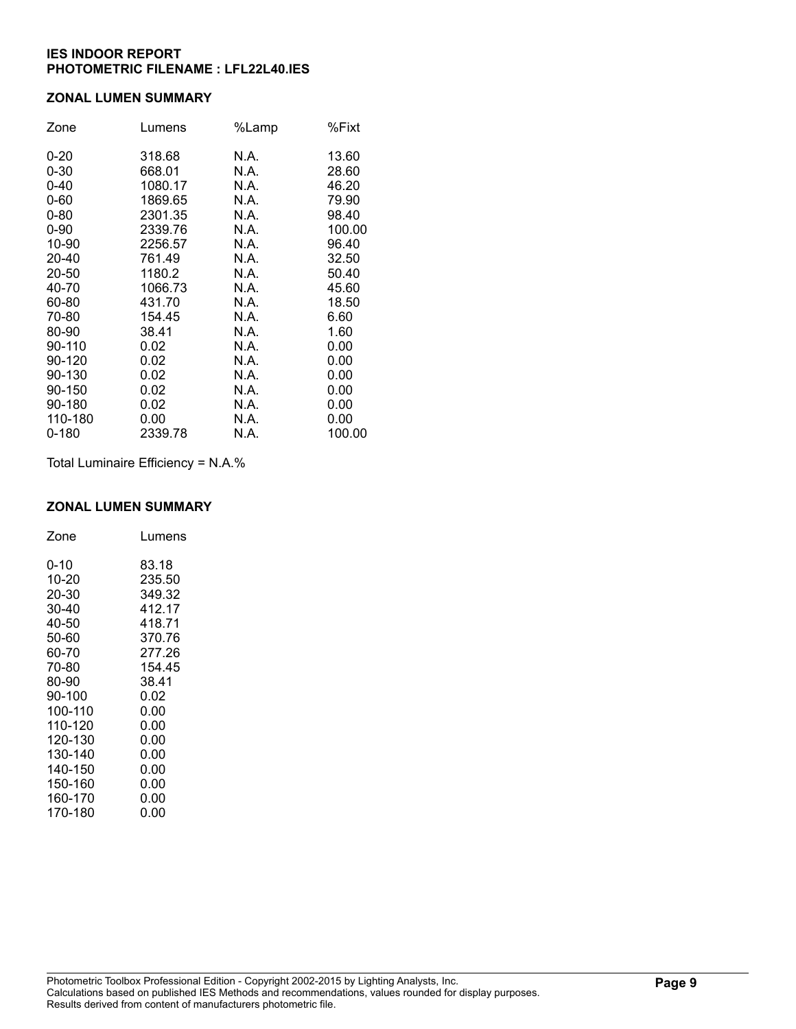**IES INDOOR REPORT**
**PHOTOMETRIC FILENAME : LFL22L40.IES**

## ZONAL LUMEN SUMMARY

| Zone | Lumens | %Lamp | %Fixt |
|---|---|---|---|
| 0-20 | 318.68 | N.A. | 13.60 |
| 0-30 | 668.01 | N.A. | 28.60 |
| 0-40 | 1080.17 | N.A. | 46.20 |
| 0-60 | 1869.65 | N.A. | 79.90 |
| 0-80 | 2301.35 | N.A. | 98.40 |
| 0-90 | 2339.76 | N.A. | 100.00 |
| 10-90 | 2256.57 | N.A. | 96.40 |
| 20-40 | 761.49 | N.A. | 32.50 |
| 20-50 | 1180.2 | N.A. | 50.40 |
| 40-70 | 1066.73 | N.A. | 45.60 |
| 60-80 | 431.70 | N.A. | 18.50 |
| 70-80 | 154.45 | N.A. | 6.60 |
| 80-90 | 38.41 | N.A. | 1.60 |
| 90-110 | 0.02 | N.A. | 0.00 |
| 90-120 | 0.02 | N.A. | 0.00 |
| 90-130 | 0.02 | N.A. | 0.00 |
| 90-150 | 0.02 | N.A. | 0.00 |
| 90-180 | 0.02 | N.A. | 0.00 |
| 110-180 | 0.00 | N.A. | 0.00 |
| 0-180 | 2339.78 | N.A. | 100.00 |

Total Luminaire Efficiency = N.A.%

## ZONAL LUMEN SUMMARY

| Zone | Lumens |
|---|---|
| 0-10 | 83.18 |
| 10-20 | 235.50 |
| 20-30 | 349.32 |
| 30-40 | 412.17 |
| 40-50 | 418.71 |
| 50-60 | 370.76 |
| 60-70 | 277.26 |
| 70-80 | 154.45 |
| 80-90 | 38.41 |
| 90-100 | 0.02 |
| 100-110 | 0.00 |
| 110-120 | 0.00 |
| 120-130 | 0.00 |
| 130-140 | 0.00 |
| 140-150 | 0.00 |
| 150-160 | 0.00 |
| 160-170 | 0.00 |
| 170-180 | 0.00 |

Photometric Toolbox Professional Edition - Copyright 2002-2015 by Lighting Analysts, Inc.
Calculations based on published IES Methods and recommendations, values rounded for display purposes.
Results derived from content of manufacturers photometric file.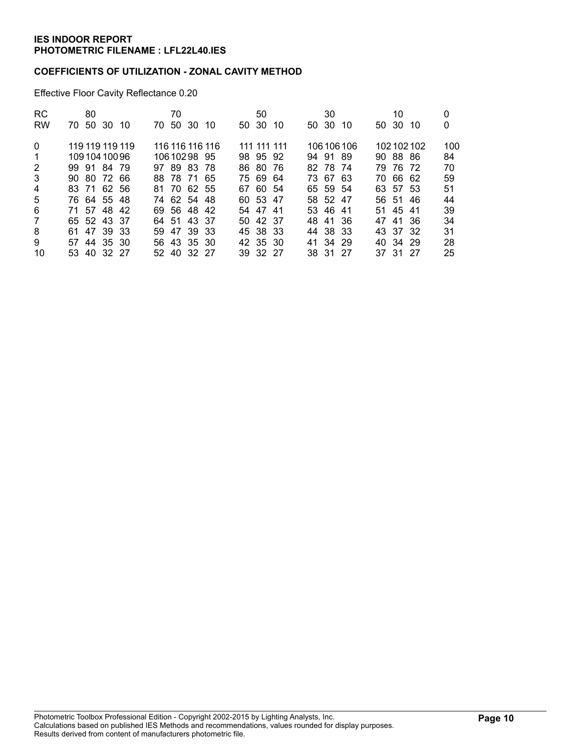**IES INDOOR REPORT**
**PHOTOMETRIC FILENAME : LFL22L40.IES**

**COEFFICIENTS OF UTILIZATION - ZONAL CAVITY METHOD**

Effective Floor Cavity Reflectance 0.20

| RC | 80 | | | | 70 | | | | 50 | | | 30 | | | 10 | | | 0 |
|---|---|---|---|---|---|---|---|---|---|---|---|---|---|---|---|---|---|---|
| RW | 70 | 50 | 30 | 10 | 70 | 50 | 30 | 10 | 50 | 30 | 10 | 50 | 30 | 10 | 50 | 30 | 10 | 0 |
| 0 | 119 | 119 | 119 | 119 | 116 | 116 | 116 | 116 | 111 | 111 | 111 | 106 | 106 | 106 | 102 | 102 | 102 | 100 |
| 1 | 109 | 104 | 100 | 96 | 106 | 102 | 98 | 95 | 98 | 95 | 92 | 94 | 91 | 89 | 90 | 88 | 86 | 84 |
| 2 | 99 | 91 | 84 | 79 | 97 | 89 | 83 | 78 | 86 | 80 | 76 | 82 | 78 | 74 | 79 | 76 | 72 | 70 |
| 3 | 90 | 80 | 72 | 66 | 88 | 78 | 71 | 65 | 75 | 69 | 64 | 73 | 67 | 63 | 70 | 66 | 62 | 59 |
| 4 | 83 | 71 | 62 | 56 | 81 | 70 | 62 | 55 | 67 | 60 | 54 | 65 | 59 | 54 | 63 | 57 | 53 | 51 |
| 5 | 76 | 64 | 55 | 48 | 74 | 62 | 54 | 48 | 60 | 53 | 47 | 58 | 52 | 47 | 56 | 51 | 46 | 44 |
| 6 | 71 | 57 | 48 | 42 | 69 | 56 | 48 | 42 | 54 | 47 | 41 | 53 | 46 | 41 | 51 | 45 | 41 | 39 |
| 7 | 65 | 52 | 43 | 37 | 64 | 51 | 43 | 37 | 50 | 42 | 37 | 48 | 41 | 36 | 47 | 41 | 36 | 34 |
| 8 | 61 | 47 | 39 | 33 | 59 | 47 | 39 | 33 | 45 | 38 | 33 | 44 | 38 | 33 | 43 | 37 | 32 | 31 |
| 9 | 57 | 44 | 35 | 30 | 56 | 43 | 35 | 30 | 42 | 35 | 30 | 41 | 34 | 29 | 40 | 34 | 29 | 28 |
| 10 | 53 | 40 | 32 | 27 | 52 | 40 | 32 | 27 | 39 | 32 | 27 | 38 | 31 | 27 | 37 | 31 | 27 | 25 |

Photometric Toolbox Professional Edition - Copyright 2002-2015 by Lighting Analysts, Inc.
Calculations based on published IES Methods and recommendations, values rounded for display purposes.
Results derived from content of manufacturers photometric file.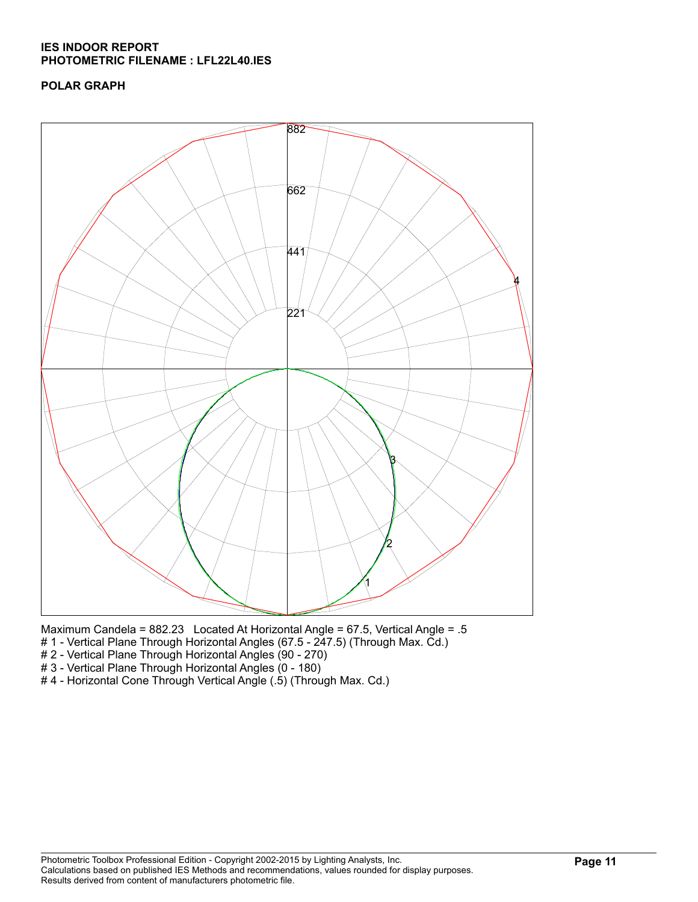**IES INDOOR REPORT**
**PHOTOMETRIC FILENAME : LFL22L40.IES**

**POLAR GRAPH**

882
662
441
221
4
3
2
1

Maximum Candela = 882.23 Located At Horizontal Angle = 67.5, Vertical Angle = .5
# 1 - Vertical Plane Through Horizontal Angles (67.5 - 247.5) (Through Max. Cd.)
# 2 - Vertical Plane Through Horizontal Angles (90 - 270)
# 3 - Vertical Plane Through Horizontal Angles (0 - 180)
# 4 - Horizontal Cone Through Vertical Angle (.5) (Through Max. Cd.)

Photometric Toolbox Professional Edition - Copyright 2002-2015 by Lighting Analysts, Inc.
Calculations based on published IES Methods and recommendations, values rounded for display purposes.
Results derived from content of manufacturers photometric file.